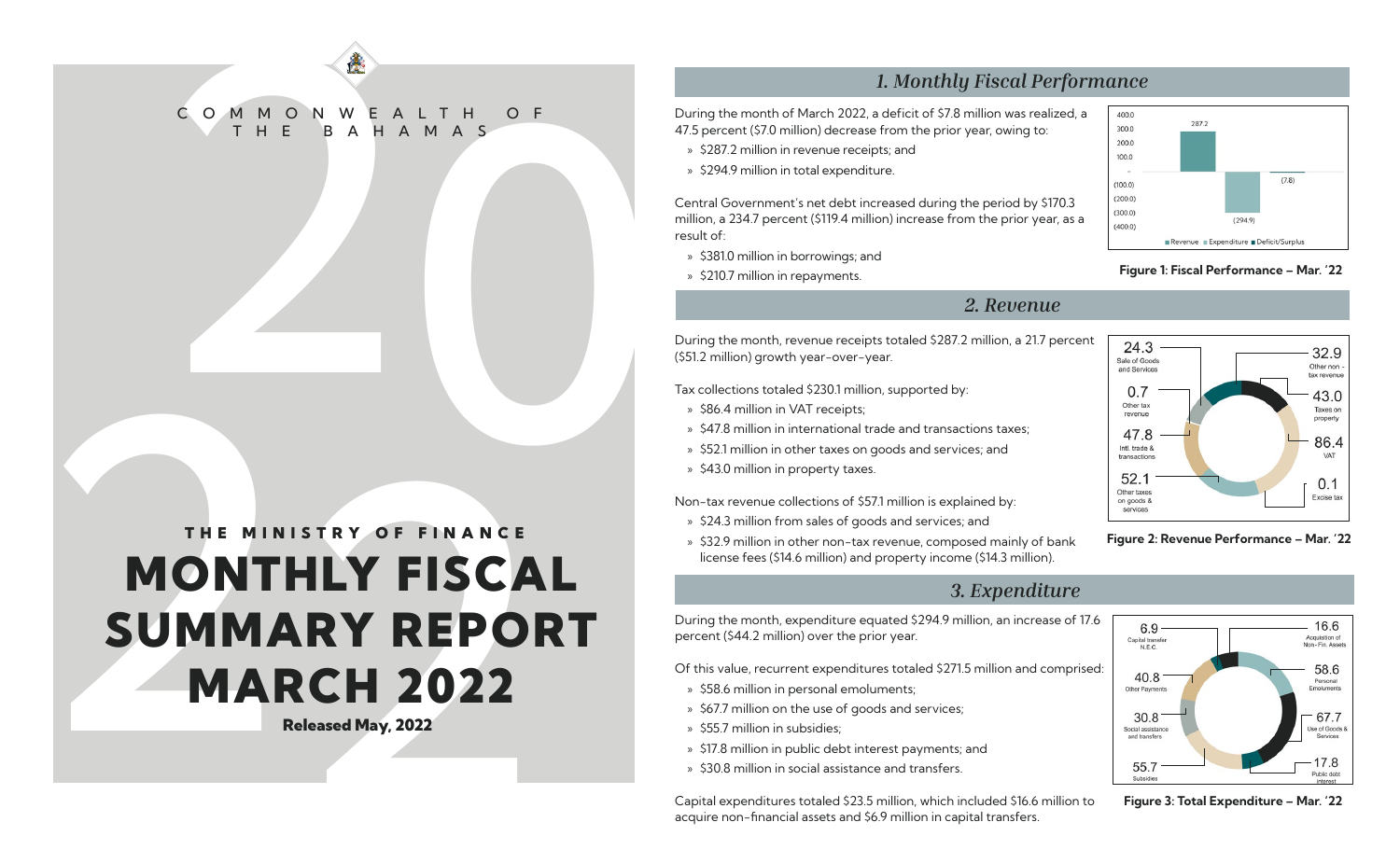COMMONWEALTH OF THE BAHAMAS

THE MINISTRY OF FINANCE

# MONTHLY FISCAL SUMMARY REPORT MARCH 2022

**Released May, 2022**

## 1. Monthly Fiscal Performance

During the month of March 2022, a deficit of $7.8 million was realized, a 47.5 percent ($7.0 million) decrease from the prior year, owing to:

- $287.2 million in revenue receipts; and
- $294.9 million in total expenditure.

Central Government's net debt increased during the period by $170.3 million, a 234.7 percent ($119.4 million) increase from the prior year, as a result of:

- $381.0 million in borrowings; and
- $210.7 million in repayments.

| | Revenue | Expenditure | Deficit/Surplus |
|---|---|---|---|
| Mar. '22 | 287.2 | (294.9) | (7.8) |

**Figure 1: Fiscal Performance – Mar. '22**

## 2. Revenue

During the month, revenue receipts totaled $287.2 million, a 21.7 percent ($51.2 million) growth year-over-year.

Tax collections totaled $230.1 million, supported by:

- $86.4 million in VAT receipts;
- $47.8 million in international trade and transactions taxes;
- $52.1 million in other taxes on goods and services; and
- $43.0 million in property taxes.

Non-tax revenue collections of $57.1 million is explained by:

- $24.3 million from sales of goods and services; and
- $32.9 million in other non-tax revenue, composed mainly of bank license fees ($14.6 million) and property income ($14.3 million).

| Category | Value |
|---|---|
| Sale of Goods and Services | 24.3 |
| Other tax revenue | 0.7 |
| Intl. trade & transactions | 47.8 |
| Other taxes on goods & services | 52.1 |
| Other non-tax revenue | 32.9 |
| Taxes on property | 43.0 |
| VAT | 86.4 |
| Excise tax | 0.1 |

**Figure 2: Revenue Performance – Mar. '22**

## 3. Expenditure

During the month, expenditure equated $294.9 million, an increase of 17.6 percent ($44.2 million) over the prior year.

Of this value, recurrent expenditures totaled $271.5 million and comprised:

- $58.6 million in personal emoluments;
- $67.7 million on the use of goods and services;
- $55.7 million in subsidies;
- $17.8 million in public debt interest payments; and
- $30.8 million in social assistance and transfers.

Capital expenditures totaled $23.5 million, which included $16.6 million to acquire non-financial assets and $6.9 million in capital transfers.

| Category | Value |
|---|---|
| Capital transfer N.E.C. | 6.9 |
| Other Payments | 40.8 |
| Social assistance and transfers | 30.8 |
| Subsidies | 55.7 |
| Acquisition of Non-Fin. Assets | 16.6 |
| Personal Emoluments | 58.6 |
| Use of Goods & Services | 67.7 |
| Public debt interest | 17.8 |

**Figure 3: Total Expenditure – Mar. '22**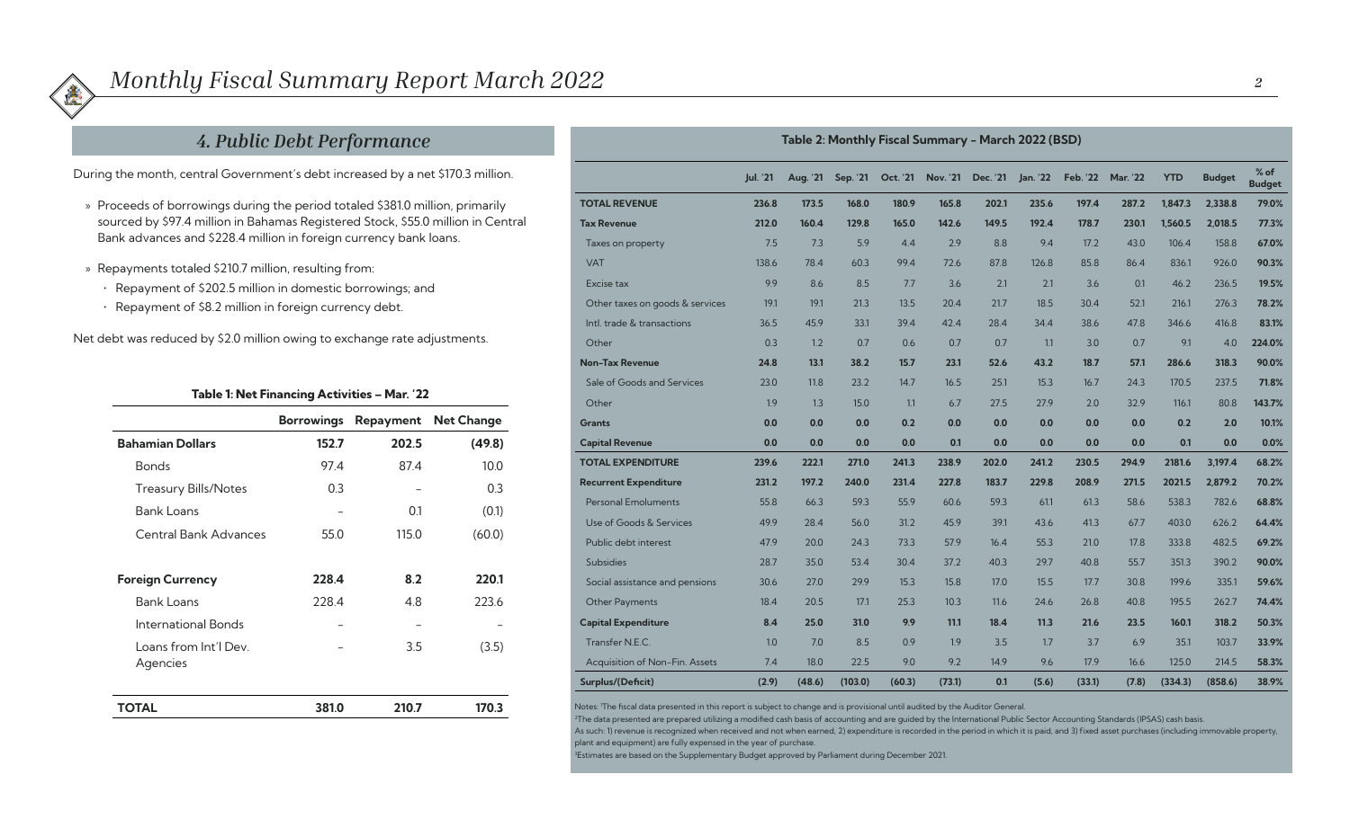## 4. Public Debt Performance

During the month, central Government's debt increased by a net $170.3 million.

- Proceeds of borrowings during the period totaled $381.0 million, primarily sourced by $97.4 million in Bahamas Registered Stock, $55.0 million in Central Bank advances and $228.4 million in foreign currency bank loans.
- Repayments totaled $210.7 million, resulting from:
  - Repayment of $202.5 million in domestic borrowings; and
  - Repayment of $8.2 million in foreign currency debt.

Net debt was reduced by $2.0 million owing to exchange rate adjustments.

**Table 1: Net Financing Activities – Mar. '22**

| | Borrowings | Repayment | Net Change |
|---|---|---|---|
| **Bahamian Dollars** | **152.7** | **202.5** | **(49.8)** |
| Bonds | 97.4 | 87.4 | 10.0 |
| Treasury Bills/Notes | 0.3 | – | 0.3 |
| Bank Loans | – | 0.1 | (0.1) |
| Central Bank Advances | 55.0 | 115.0 | (60.0) |
| **Foreign Currency** | **228.4** | **8.2** | **220.1** |
| Bank Loans | 228.4 | 4.8 | 223.6 |
| International Bonds | – | – | – |
| Loans from Int'l Dev. Agencies | – | 3.5 | (3.5) |
| **TOTAL** | **381.0** | **210.7** | **170.3** |

**Table 2: Monthly Fiscal Summary - March 2022 (BSD)**

| | Jul. '21 | Aug. '21 | Sep. '21 | Oct. '21 | Nov. '21 | Dec. '21 | Jan. '22 | Feb. '22 | Mar. '22 | YTD | Budget | % of Budget |
|---|---|---|---|---|---|---|---|---|---|---|---|---|
| **TOTAL REVENUE** | **236.8** | **173.5** | **168.0** | **180.9** | **165.8** | **202.1** | **235.6** | **197.4** | **287.2** | **1,847.3** | **2,338.8** | **79.0%** |
| **Tax Revenue** | **212.0** | **160.4** | **129.8** | **165.0** | **142.6** | **149.5** | **192.4** | **178.7** | **230.1** | **1,560.5** | **2,018.5** | **77.3%** |
| Taxes on property | 7.5 | 7.3 | 5.9 | 4.4 | 2.9 | 8.8 | 9.4 | 17.2 | 43.0 | 106.4 | 158.8 | **67.0%** |
| VAT | 138.6 | 78.4 | 60.3 | 99.4 | 72.6 | 87.8 | 126.8 | 85.8 | 86.4 | 836.1 | 926.0 | **90.3%** |
| Excise tax | 9.9 | 8.6 | 8.5 | 7.7 | 3.6 | 2.1 | 2.1 | 3.6 | 0.1 | 46.2 | 236.5 | **19.5%** |
| Other taxes on goods & services | 19.1 | 19.1 | 21.3 | 13.5 | 20.4 | 21.7 | 18.5 | 30.4 | 52.1 | 216.1 | 276.3 | **78.2%** |
| Intl. trade & transactions | 36.5 | 45.9 | 33.1 | 39.4 | 42.4 | 28.4 | 34.4 | 38.6 | 47.8 | 346.6 | 416.8 | **83.1%** |
| Other | 0.3 | 1.2 | 0.7 | 0.6 | 0.7 | 0.7 | 1.1 | 3.0 | 0.7 | 9.1 | 4.0 | **224.0%** |
| **Non-Tax Revenue** | **24.8** | **13.1** | **38.2** | **15.7** | **23.1** | **52.6** | **43.2** | **18.7** | **57.1** | **286.6** | **318.3** | **90.0%** |
| Sale of Goods and Services | 23.0 | 11.8 | 23.2 | 14.7 | 16.5 | 25.1 | 15.3 | 16.7 | 24.3 | 170.5 | 237.5 | **71.8%** |
| Other | 1.9 | 1.3 | 15.0 | 1.1 | 6.7 | 27.5 | 27.9 | 2.0 | 32.9 | 116.1 | 80.8 | **143.7%** |
| **Grants** | **0.0** | **0.0** | **0.0** | **0.2** | **0.0** | **0.0** | **0.0** | **0.0** | **0.0** | **0.2** | **2.0** | **10.1%** |
| **Capital Revenue** | **0.0** | **0.0** | **0.0** | **0.0** | **0.1** | **0.0** | **0.0** | **0.0** | **0.0** | **0.1** | **0.0** | **0.0%** |
| **TOTAL EXPENDITURE** | **239.6** | **222.1** | **271.0** | **241.3** | **238.9** | **202.0** | **241.2** | **230.5** | **294.9** | **2181.6** | **3,197.4** | **68.2%** |
| **Recurrent Expenditure** | **231.2** | **197.2** | **240.0** | **231.4** | **227.8** | **183.7** | **229.8** | **208.9** | **271.5** | **2021.5** | **2,879.2** | **70.2%** |
| Personal Emoluments | 55.8 | 66.3 | 59.3 | 55.9 | 60.6 | 59.3 | 61.1 | 61.3 | 58.6 | 538.3 | 782.6 | **68.8%** |
| Use of Goods & Services | 49.9 | 28.4 | 56.0 | 31.2 | 45.9 | 39.1 | 43.6 | 41.3 | 67.7 | 403.0 | 626.2 | **64.4%** |
| Public debt interest | 47.9 | 20.0 | 24.3 | 73.3 | 57.9 | 16.4 | 55.3 | 21.0 | 17.8 | 333.8 | 482.5 | **69.2%** |
| Subsidies | 28.7 | 35.0 | 53.4 | 30.4 | 37.2 | 40.3 | 29.7 | 40.8 | 55.7 | 351.3 | 390.2 | **90.0%** |
| Social assistance and pensions | 30.6 | 27.0 | 29.9 | 15.3 | 15.8 | 17.0 | 15.5 | 17.7 | 30.8 | 199.6 | 335.1 | **59.6%** |
| Other Payments | 18.4 | 20.5 | 17.1 | 25.3 | 10.3 | 11.6 | 24.6 | 26.8 | 40.8 | 195.5 | 262.7 | **74.4%** |
| **Capital Expenditure** | **8.4** | **25.0** | **31.0** | **9.9** | **11.1** | **18.4** | **11.3** | **21.6** | **23.5** | **160.1** | **318.2** | **50.3%** |
| Transfer N.E.C. | 1.0 | 7.0 | 8.5 | 0.9 | 1.9 | 3.5 | 1.7 | 3.7 | 6.9 | 35.1 | 103.7 | **33.9%** |
| Acquisition of Non-Fin. Assets | 7.4 | 18.0 | 22.5 | 9.0 | 9.2 | 14.9 | 9.6 | 17.9 | 16.6 | 125.0 | 214.5 | **58.3%** |
| **Surplus/(Deficit)** | **(2.9)** | **(48.6)** | **(103.0)** | **(60.3)** | **(73.1)** | **0.1** | **(5.6)** | **(33.1)** | **(7.8)** | **(334.3)** | **(858.6)** | **38.9%** |

Notes: [1]The fiscal data presented in this report is subject to change and is provisional until audited by the Auditor General.

[2]The data presented are prepared utilizing a modified cash basis of accounting and are guided by the International Public Sector Accounting Standards (IPSAS) cash basis.
As such: 1) revenue is recognized when received and not when earned, 2) expenditure is recorded in the period in which it is paid, and 3) fixed asset purchases (including immovable property, plant and equipment) are fully expensed in the year of purchase.

[3]Estimates are based on the Supplementary Budget approved by Parliament during December 2021.